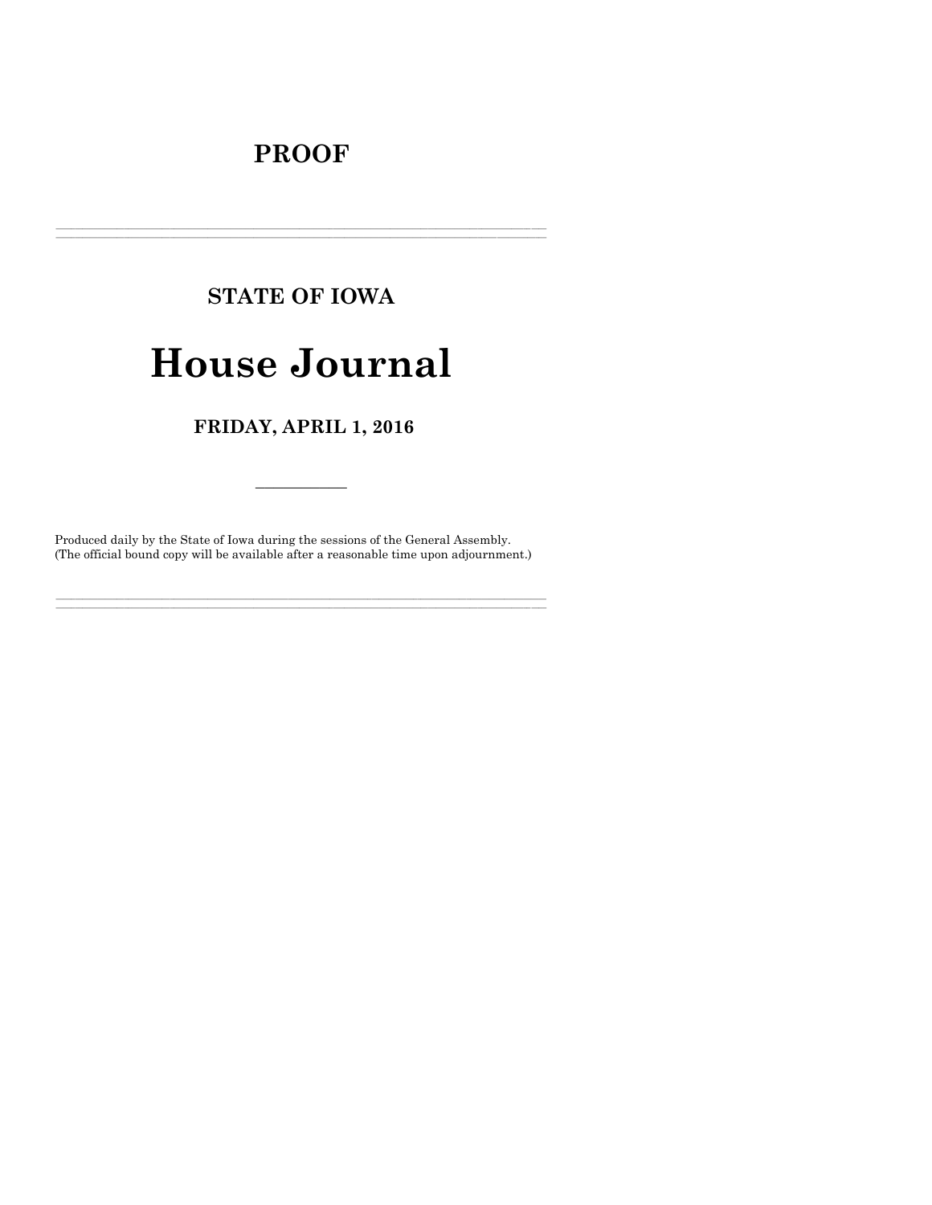# PROOF

---

## STATE OF IOWA

# House Journal

## FRIDAY, APRIL 1, 2016

---

Produced daily by the State of Iowa during the sessions of the General Assembly.
(The official bound copy will be available after a reasonable time upon adjournment.)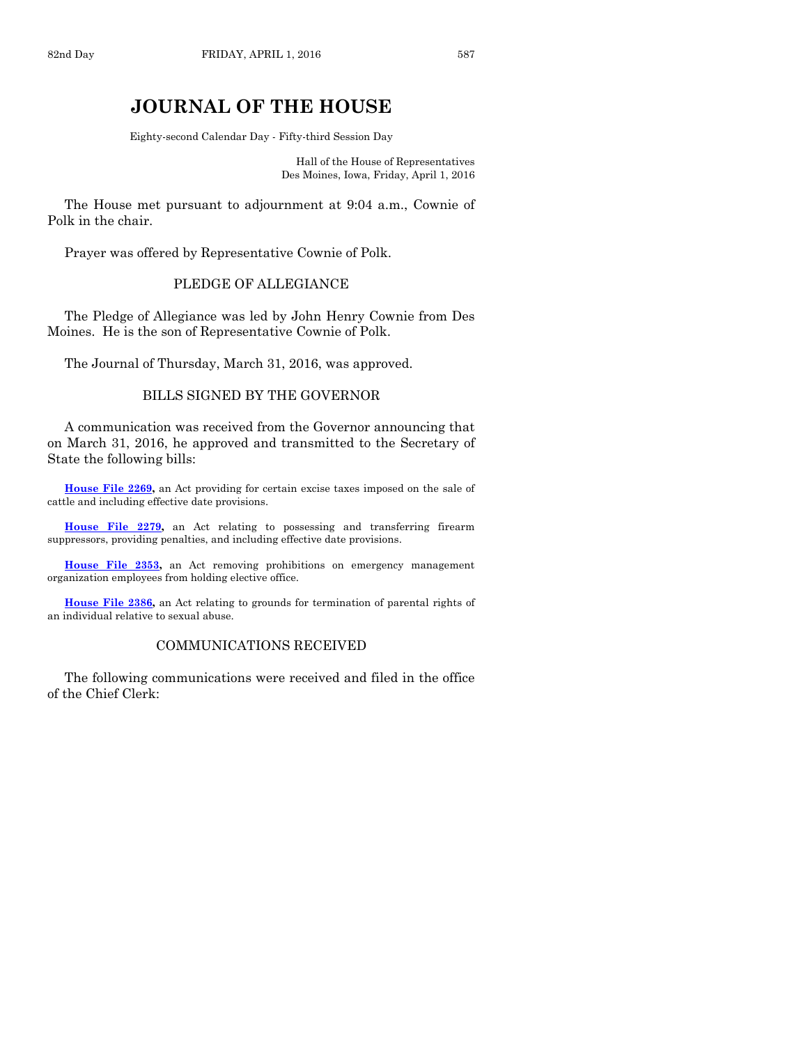# JOURNAL OF THE HOUSE

Eighty-second Calendar Day - Fifty-third Session Day

Hall of the House of Representatives
Des Moines, Iowa, Friday, April 1, 2016

The House met pursuant to adjournment at 9:04 a.m., Cownie of Polk in the chair.

Prayer was offered by Representative Cownie of Polk.

## PLEDGE OF ALLEGIANCE

The Pledge of Allegiance was led by John Henry Cownie from Des Moines. He is the son of Representative Cownie of Polk.

The Journal of Thursday, March 31, 2016, was approved.

## BILLS SIGNED BY THE GOVERNOR

A communication was received from the Governor announcing that on March 31, 2016, he approved and transmitted to the Secretary of State the following bills:

**House File 2269,** an Act providing for certain excise taxes imposed on the sale of cattle and including effective date provisions.

**House File 2279,** an Act relating to possessing and transferring firearm suppressors, providing penalties, and including effective date provisions.

**House File 2353,** an Act removing prohibitions on emergency management organization employees from holding elective office.

**House File 2386,** an Act relating to grounds for termination of parental rights of an individual relative to sexual abuse.

## COMMUNICATIONS RECEIVED

The following communications were received and filed in the office of the Chief Clerk: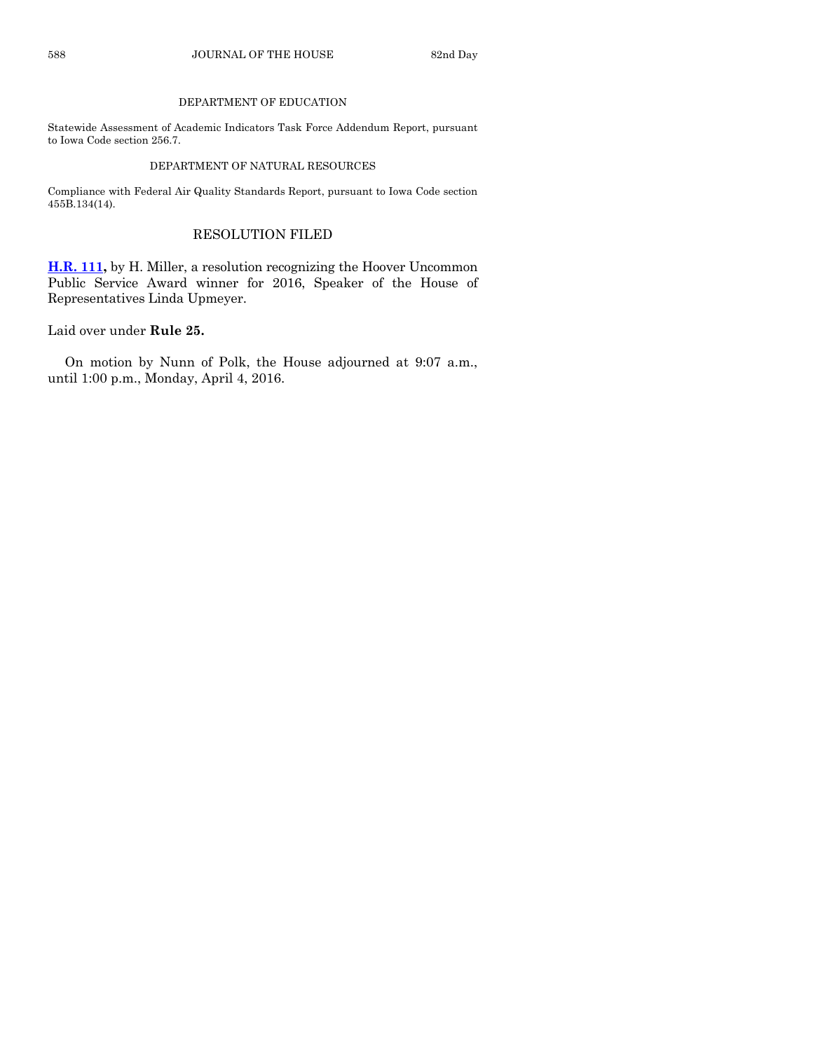### DEPARTMENT OF EDUCATION

Statewide Assessment of Academic Indicators Task Force Addendum Report, pursuant to Iowa Code section 256.7.

### DEPARTMENT OF NATURAL RESOURCES

Compliance with Federal Air Quality Standards Report, pursuant to Iowa Code section 455B.134(14).

## RESOLUTION FILED

**H.R. 111,** by H. Miller, a resolution recognizing the Hoover Uncommon Public Service Award winner for 2016, Speaker of the House of Representatives Linda Upmeyer.

Laid over under **Rule 25.**

On motion by Nunn of Polk, the House adjourned at 9:07 a.m., until 1:00 p.m., Monday, April 4, 2016.